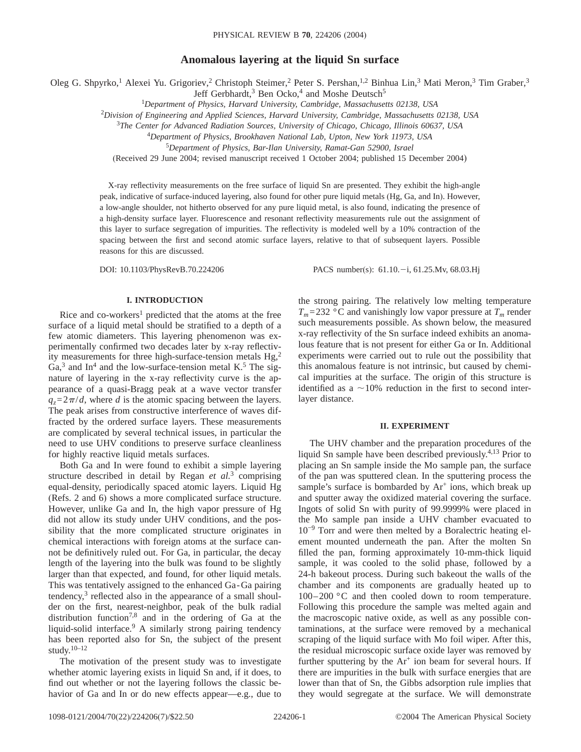# Anomalous layering at the liquid Sn surface

Oleg G. Shpyrko,[1] Alexei Yu. Grigoriev,[2] Christoph Steimer,[2] Peter S. Pershan,[1,2] Binhua Lin,[3] Mati Meron,[3] Tim Graber,[3] Jeff Gerbhardt,[3] Ben Ocko,[4] and Moshe Deutsch[5]

[1]*Department of Physics, Harvard University, Cambridge, Massachusetts 02138, USA*

[2]*Division of Engineering and Applied Sciences, Harvard University, Cambridge, Massachusetts 02138, USA*

[3]*The Center for Advanced Radiation Sources, University of Chicago, Chicago, Illinois 60637, USA*

[4]*Department of Physics, Brookhaven National Lab, Upton, New York 11973, USA*

[5]*Department of Physics, Bar-Ilan University, Ramat-Gan 52900, Israel*

(Received 29 June 2004; revised manuscript received 1 October 2004; published 15 December 2004)

X-ray reflectivity measurements on the free surface of liquid Sn are presented. They exhibit the high-angle peak, indicative of surface-induced layering, also found for other pure liquid metals (Hg, Ga, and In). However, a low-angle shoulder, not hitherto observed for any pure liquid metal, is also found, indicating the presence of a high-density surface layer. Fluorescence and resonant reflectivity measurements rule out the assignment of this layer to surface segregation of impurities. The reflectivity is modeled well by a 10% contraction of the spacing between the first and second atomic surface layers, relative to that of subsequent layers. Possible reasons for this are discussed.

DOI: 10.1103/PhysRevB.70.224206 PACS number(s): 61.10.−i, 61.25.Mv, 68.03.Hj

## I. INTRODUCTION

Rice and co-workers[1] predicted that the atoms at the free surface of a liquid metal should be stratified to a depth of a few atomic diameters. This layering phenomenon was experimentally confirmed two decades later by x-ray reflectivity measurements for three high-surface-tension metals Hg,[2] Ga,[3] and In[4] and the low-surface-tension metal K.[5] The signature of layering in the x-ray reflectivity curve is the appearance of a quasi-Bragg peak at a wave vector transfer $q_z = 2\pi/d$, where $d$ is the atomic spacing between the layers. The peak arises from constructive interference of waves diffracted by the ordered surface layers. These measurements are complicated by several technical issues, in particular the need to use UHV conditions to preserve surface cleanliness for highly reactive liquid metals surfaces.

Both Ga and In were found to exhibit a simple layering structure described in detail by Regan *et al.*[3] comprising equal-density, periodically spaced atomic layers. Liquid Hg (Refs. 2 and 6) shows a more complicated surface structure. However, unlike Ga and In, the high vapor pressure of Hg did not allow its study under UHV conditions, and the possibility that the more complicated structure originates in chemical interactions with foreign atoms at the surface cannot be definitively ruled out. For Ga, in particular, the decay length of the layering into the bulk was found to be slightly larger than that expected, and found, for other liquid metals. This was tentatively assigned to the enhanced Ga-Ga pairing tendency,[3] reflected also in the appearance of a small shoulder on the first, nearest-neighbor, peak of the bulk radial distribution function[7,8] and in the ordering of Ga at the liquid-solid interface.[9] A similarly strong pairing tendency has been reported also for Sn, the subject of the present study.[10–12]

The motivation of the present study was to investigate whether atomic layering exists in liquid Sn and, if it does, to find out whether or not the layering follows the classic behavior of Ga and In or do new effects appear—e.g., due to the strong pairing. The relatively low melting temperature $T_m = 232$ °C and vanishingly low vapor pressure at $T_m$ render such measurements possible. As shown below, the measured x-ray reflectivity of the Sn surface indeed exhibits an anomalous feature that is not present for either Ga or In. Additional experiments were carried out to rule out the possibility that this anomalous feature is not intrinsic, but caused by chemical impurities at the surface. The origin of this structure is identified as a ∼10% reduction in the first to second interlayer distance.

## II. EXPERIMENT

The UHV chamber and the preparation procedures of the liquid Sn sample have been described previously.[4,13] Prior to placing an Sn sample inside the Mo sample pan, the surface of the pan was sputtered clean. In the sputtering process the sample's surface is bombarded by $Ar^+$ ions, which break up and sputter away the oxidized material covering the surface. Ingots of solid Sn with purity of 99.9999% were placed in the Mo sample pan inside a UHV chamber evacuated to $10^{-9}$ Torr and were then melted by a Boralectric heating element mounted underneath the pan. After the molten Sn filled the pan, forming approximately 10-mm-thick liquid sample, it was cooled to the solid phase, followed by a 24-h bakeout process. During such bakeout the walls of the chamber and its components are gradually heated up to 100–200 °C and then cooled down to room temperature. Following this procedure the sample was melted again and the macroscopic native oxide, as well as any possible contaminations, at the surface were removed by a mechanical scraping of the liquid surface with Mo foil wiper. After this, the residual microscopic surface oxide layer was removed by further sputtering by the $Ar^+$ ion beam for several hours. If there are impurities in the bulk with surface energies that are lower than that of Sn, the Gibbs adsorption rule implies that they would segregate at the surface. We will demonstrate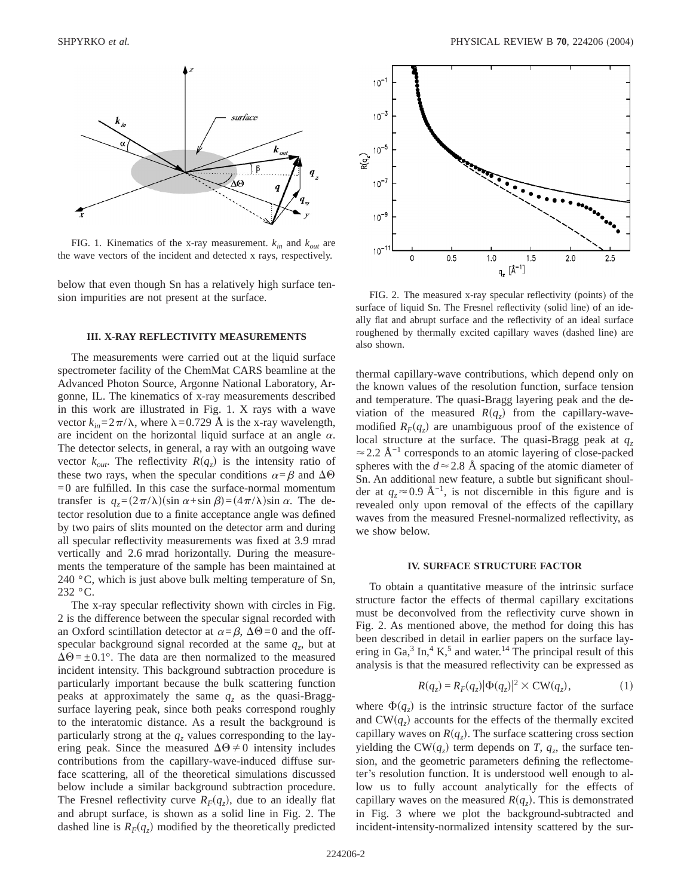FIG. 1. Kinematics of the x-ray measurement. $k_{in}$ and $k_{out}$ are the wave vectors of the incident and detected x rays, respectively.

below that even though Sn has a relatively high surface tension impurities are not present at the surface.

### III. X-RAY REFLECTIVITY MEASUREMENTS

The measurements were carried out at the liquid surface spectrometer facility of the ChemMat CARS beamline at the Advanced Photon Source, Argonne National Laboratory, Argonne, IL. The kinematics of x-ray measurements described in this work are illustrated in Fig. 1. X rays with a wave vector $k_{in}=2\pi/\lambda$, where $\lambda=0.729$ Å is the x-ray wavelength, are incident on the horizontal liquid surface at an angle $\alpha$. The detector selects, in general, a ray with an outgoing wave vector $k_{out}$. The reflectivity $R(q_z)$ is the intensity ratio of these two rays, when the specular conditions $\alpha=\beta$ and $\Delta\Theta=0$ are fulfilled. In this case the surface-normal momentum transfer is $q_z=(2\pi/\lambda)(\sin\alpha+\sin\beta)=(4\pi/\lambda)\sin\alpha$. The detector resolution due to a finite acceptance angle was defined by two pairs of slits mounted on the detector arm and during all specular reflectivity measurements was fixed at 3.9 mrad vertically and 2.6 mrad horizontally. During the measurements the temperature of the sample has been maintained at 240 °C, which is just above bulk melting temperature of Sn, 232 °C.

The x-ray specular reflectivity shown with circles in Fig. 2 is the difference between the specular signal recorded with an Oxford scintillation detector at $\alpha=\beta$, $\Delta\Theta=0$ and the off-specular background signal recorded at the same $q_z$, but at $\Delta\Theta=\pm0.1°$. The data are then normalized to the measured incident intensity. This background subtraction procedure is particularly important because the bulk scattering function peaks at approximately the same $q_z$ as the quasi-Bragg-surface layering peak, since both peaks correspond roughly to the interatomic distance. As a result the background is particularly strong at the $q_z$ values corresponding to the layering peak. Since the measured $\Delta\Theta\neq0$ intensity includes contributions from the capillary-wave-induced diffuse surface scattering, all of the theoretical simulations discussed below include a similar background subtraction procedure. The Fresnel reflectivity curve $R_F(q_z)$, due to an ideally flat and abrupt surface, is shown as a solid line in Fig. 2. The dashed line is $R_F(q_z)$ modified by the theoretically predicted thermal capillary-wave contributions, which depend only on the known values of the resolution function, surface tension and temperature. The quasi-Bragg layering peak and the deviation of the measured $R(q_z)$ from the capillary-wave-modified $R_F(q_z)$ are unambiguous proof of the existence of local structure at the surface. The quasi-Bragg peak at $q_z\approx2.2$ Å$^{-1}$ corresponds to an atomic layering of close-packed spheres with the $d\approx2.8$ Å spacing of the atomic diameter of Sn. An additional new feature, a subtle but significant shoulder at $q_z\approx0.9$ Å$^{-1}$, is not discernible in this figure and is revealed only upon removal of the effects of the capillary waves from the measured Fresnel-normalized reflectivity, as we show below.

FIG. 2. The measured x-ray specular reflectivity (points) of the surface of liquid Sn. The Fresnel reflectivity (solid line) of an ideally flat and abrupt surface and the reflectivity of an ideal surface roughened by thermally excited capillary waves (dashed line) are also shown.

### IV. SURFACE STRUCTURE FACTOR

To obtain a quantitative measure of the intrinsic surface structure factor the effects of thermal capillary excitations must be deconvolved from the reflectivity curve shown in Fig. 2. As mentioned above, the method for doing this has been described in detail in earlier papers on the surface layering in Ga,[3] In,[4] K,[5] and water.[14] The principal result of this analysis is that the measured reflectivity can be expressed as

$$R(q_z)=R_F(q_z)|\Phi(q_z)|^2\times\mathrm{CW}(q_z), \qquad (1)$$

where $\Phi(q_z)$ is the intrinsic structure factor of the surface and $\mathrm{CW}(q_z)$ accounts for the effects of the thermally excited capillary waves on $R(q_z)$. The surface scattering cross section yielding the $\mathrm{CW}(q_z)$ term depends on $T$, $q_z$, the surface tension, and the geometric parameters defining the reflectometer's resolution function. It is understood well enough to allow us to fully account analytically for the effects of capillary waves on the measured $R(q_z)$. This is demonstrated in Fig. 3 where we plot the background-subtracted and incident-intensity-normalized intensity scattered by the sur-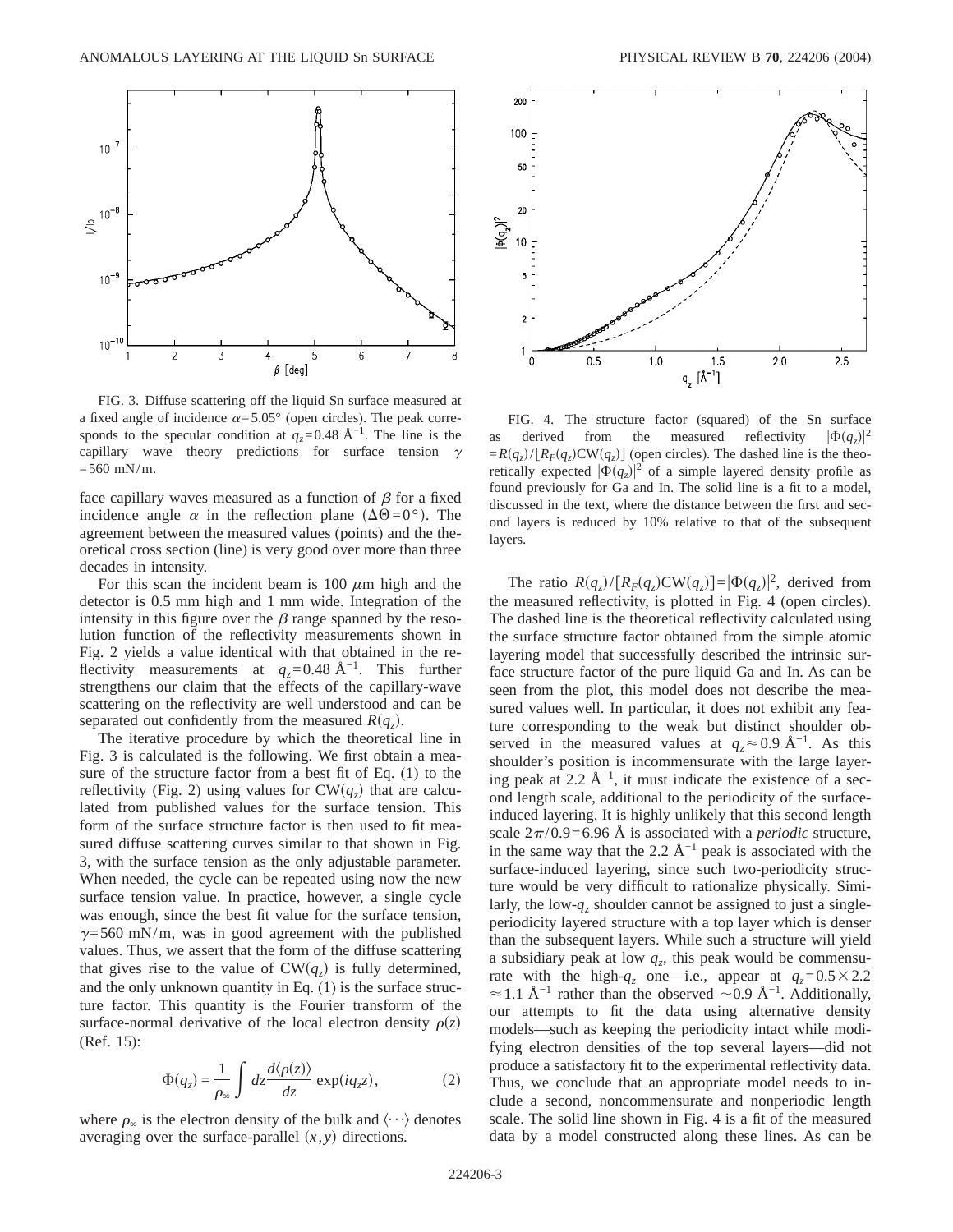FIG. 3. Diffuse scattering off the liquid Sn surface measured at a fixed angle of incidence $\alpha = 5.05°$ (open circles). The peak corresponds to the specular condition at $q_z = 0.48$ Å$^{-1}$. The line is the capillary wave theory predictions for surface tension $\gamma = 560$ mN/m.

FIG. 4. The structure factor (squared) of the Sn surface as derived from the measured reflectivity $|\Phi(q_z)|^2 = R(q_z)/[R_F(q_z)\mathrm{CW}(q_z)]$ (open circles). The dashed line is the theoretically expected $|\Phi(q_z)|^2$ of a simple layered density profile as found previously for Ga and In. The solid line is a fit to a model, discussed in the text, where the distance between the first and second layers is reduced by 10% relative to that of the subsequent layers.

face capillary waves measured as a function of $\beta$ for a fixed incidence angle $\alpha$ in the reflection plane ($\Delta\Theta = 0°$). The agreement between the measured values (points) and the theoretical cross section (line) is very good over more than three decades in intensity.

For this scan the incident beam is 100 $\mu$m high and the detector is 0.5 mm high and 1 mm wide. Integration of the intensity in this figure over the $\beta$ range spanned by the resolution function of the reflectivity measurements shown in Fig. 2 yields a value identical with that obtained in the reflectivity measurements at $q_z = 0.48$ Å$^{-1}$. This further strengthens our claim that the effects of the capillary-wave scattering on the reflectivity are well understood and can be separated out confidently from the measured $R(q_z)$.

The iterative procedure by which the theoretical line in Fig. 3 is calculated is the following. We first obtain a measure of the structure factor from a best fit of Eq. (1) to the reflectivity (Fig. 2) using values for $\mathrm{CW}(q_z)$ that are calculated from published values for the surface tension. This form of the surface structure factor is then used to fit measured diffuse scattering curves similar to that shown in Fig. 3, with the surface tension as the only adjustable parameter. When needed, the cycle can be repeated using now the new surface tension value. In practice, however, a single cycle was enough, since the best fit value for the surface tension, $\gamma = 560$ mN/m, was in good agreement with the published values. Thus, we assert that the form of the diffuse scattering that gives rise to the value of $\mathrm{CW}(q_z)$ is fully determined, and the only unknown quantity in Eq. (1) is the surface structure factor. This quantity is the Fourier transform of the surface-normal derivative of the local electron density $\rho(z)$ (Ref. 15):

$$\Phi(q_z) = \frac{1}{\rho_\infty} \int dz \frac{d\langle\rho(z)\rangle}{dz} \exp(iq_z z), \tag{2}$$

where $\rho_\infty$ is the electron density of the bulk and $\langle\cdots\rangle$ denotes averaging over the surface-parallel $(x,y)$ directions.

The ratio $R(q_z)/[R_F(q_z)\mathrm{CW}(q_z)] = |\Phi(q_z)|^2$, derived from the measured reflectivity, is plotted in Fig. 4 (open circles). The dashed line is the theoretical reflectivity calculated using the surface structure factor obtained from the simple atomic layering model that successfully described the intrinsic surface structure factor of the pure liquid Ga and In. As can be seen from the plot, this model does not describe the measured values well. In particular, it does not exhibit any feature corresponding to the weak but distinct shoulder observed in the measured values at $q_z \approx 0.9$ Å$^{-1}$. As this shoulder's position is incommensurate with the large layering peak at 2.2 Å$^{-1}$, it must indicate the existence of a second length scale, additional to the periodicity of the surface-induced layering. It is highly unlikely that this second length scale $2\pi/0.9 = 6.96$ Å is associated with a *periodic* structure, in the same way that the 2.2 Å$^{-1}$ peak is associated with the surface-induced layering, since such two-periodicity structure would be very difficult to rationalize physically. Similarly, the low-$q_z$ shoulder cannot be assigned to just a single-periodicity layered structure with a top layer which is denser than the subsequent layers. While such a structure will yield a subsidiary peak at low $q_z$, this peak would be commensurate with the high-$q_z$ one—i.e., appear at $q_z = 0.5 \times 2.2 \approx 1.1$ Å$^{-1}$ rather than the observed $\sim 0.9$ Å$^{-1}$. Additionally, our attempts to fit the data using alternative density models—such as keeping the periodicity intact while modifying electron densities of the top several layers—did not produce a satisfactory fit to the experimental reflectivity data. Thus, we conclude that an appropriate model needs to include a second, noncommensurate and nonperiodic length scale. The solid line shown in Fig. 4 is a fit of the measured data by a model constructed along these lines. As can be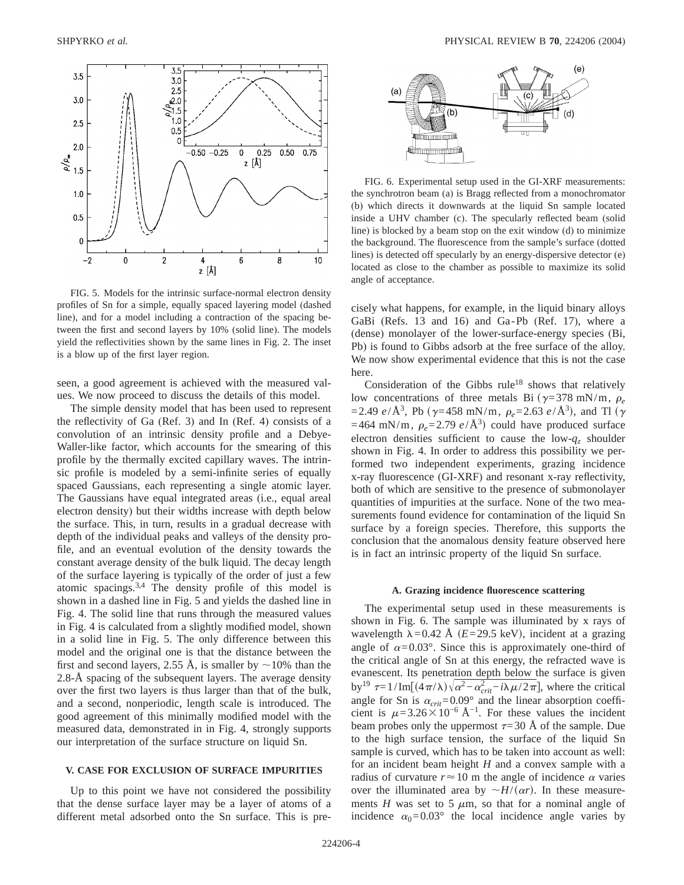FIG. 5. Models for the intrinsic surface-normal electron density profiles of Sn for a simple, equally spaced layering model (dashed line), and for a model including a contraction of the spacing between the first and second layers by 10% (solid line). The models yield the reflectivities shown by the same lines in Fig. 2. The inset is a blow up of the first layer region.

seen, a good agreement is achieved with the measured values. We now proceed to discuss the details of this model.

The simple density model that has been used to represent the reflectivity of Ga (Ref. 3) and In (Ref. 4) consists of a convolution of an intrinsic density profile and a Debye-Waller-like factor, which accounts for the smearing of this profile by the thermally excited capillary waves. The intrinsic profile is modeled by a semi-infinite series of equally spaced Gaussians, each representing a single atomic layer. The Gaussians have equal integrated areas (i.e., equal areal electron density) but their widths increase with depth below the surface. This, in turn, results in a gradual decrease with depth of the individual peaks and valleys of the density profile, and an eventual evolution of the density towards the constant average density of the bulk liquid. The decay length of the surface layering is typically of the order of just a few atomic spacings.[3,4] The density profile of this model is shown in a dashed line in Fig. 5 and yields the dashed line in Fig. 4. The solid line that runs through the measured values in Fig. 4 is calculated from a slightly modified model, shown in a solid line in Fig. 5. The only difference between this model and the original one is that the distance between the first and second layers, 2.55 Å, is smaller by $\sim$10% than the 2.8-Å spacing of the subsequent layers. The average density over the first two layers is thus larger than that of the bulk, and a second, nonperiodic, length scale is introduced. The good agreement of this minimally modified model with the measured data, demonstrated in in Fig. 4, strongly supports our interpretation of the surface structure on liquid Sn.

## V. CASE FOR EXCLUSION OF SURFACE IMPURITIES

Up to this point we have not considered the possibility that the dense surface layer may be a layer of atoms of a different metal adsorbed onto the Sn surface. This is precisely what happens, for example, in the liquid binary alloys GaBi (Refs. 13 and 16) and Ga-Pb (Ref. 17), where a (dense) monolayer of the lower-surface-energy species (Bi, Pb) is found to Gibbs adsorb at the free surface of the alloy. We now show experimental evidence that this is not the case here.

FIG. 6. Experimental setup used in the GI-XRF measurements: the synchrotron beam (a) is Bragg reflected from a monochromator (b) which directs it downwards at the liquid Sn sample located inside a UHV chamber (c). The specularly reflected beam (solid line) is blocked by a beam stop on the exit window (d) to minimize the background. The fluorescence from the sample's surface (dotted lines) is detected off specularly by an energy-dispersive detector (e) located as close to the chamber as possible to maximize its solid angle of acceptance.

Consideration of the Gibbs rule[18] shows that relatively low concentrations of three metals Bi ($\gamma$=378 mN/m, $\rho_e$=2.49 $e$/Å$^3$, Pb ($\gamma$=458 mN/m, $\rho_e$=2.63 $e$/Å$^3$), and Tl ($\gamma$=464 mN/m, $\rho_e$=2.79 $e$/Å$^3$) could have produced surface electron densities sufficient to cause the low-$q_z$ shoulder shown in Fig. 4. In order to address this possibility we performed two independent experiments, grazing incidence x-ray fluorescence (GI-XRF) and resonant x-ray reflectivity, both of which are sensitive to the presence of submonolayer quantities of impurities at the surface. None of the two measurements found evidence for contamination of the liquid Sn surface by a foreign species. Therefore, this supports the conclusion that the anomalous density feature observed here is in fact an intrinsic property of the liquid Sn surface.

### A. Grazing incidence fluorescence scattering

The experimental setup used in these measurements is shown in Fig. 6. The sample was illuminated by x rays of wavelength $\lambda$=0.42 Å ($E$=29.5 keV), incident at a grazing angle of $\alpha$=0.03°. Since this is approximately one-third of the critical angle of Sn at this energy, the refracted wave is evanescent. Its penetration depth below the surface is given by[19] $\tau = 1/\mathrm{Im}[(4\pi/\lambda)\sqrt{\alpha^2 - \alpha_{crit}^2 - i\lambda\mu/2\pi}]$, where the critical angle for Sn is $\alpha_{crit}$=0.09° and the linear absorption coefficient is $\mu$=3.26$\times$10$^{-6}$ Å$^{-1}$. For these values the incident beam probes only the uppermost $\tau$=30 Å of the sample. Due to the high surface tension, the surface of the liquid Sn sample is curved, which has to be taken into account as well: for an incident beam height $H$ and a convex sample with a radius of curvature $r\approx$10 m the angle of incidence $\alpha$ varies over the illuminated area by $\sim H/(\alpha r)$. In these measurements $H$ was set to 5 $\mu$m, so that for a nominal angle of incidence $\alpha_0$=0.03° the local incidence angle varies by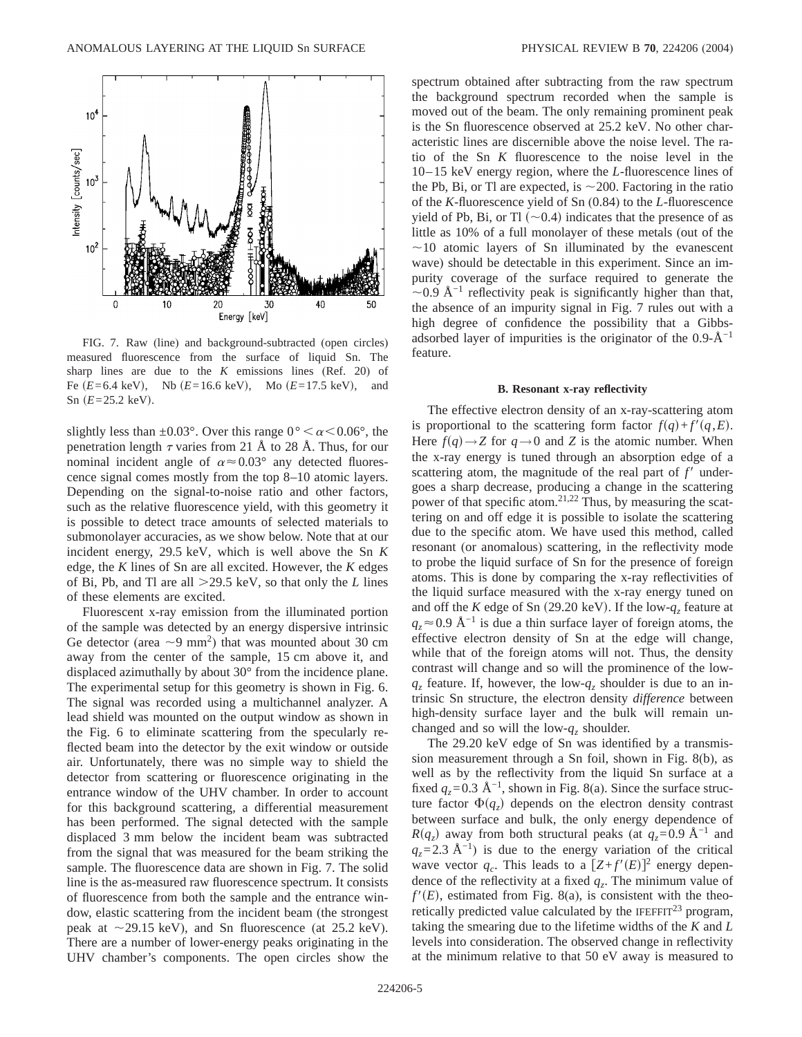FIG. 7. Raw (line) and background-subtracted (open circles) measured fluorescence from the surface of liquid Sn. The sharp lines are due to the $K$ emissions lines (Ref. 20) of Fe ($E$=6.4 keV), Nb ($E$=16.6 keV), Mo ($E$=17.5 keV), and Sn ($E$=25.2 keV).

slightly less than $\pm 0.03°$. Over this range $0° < \alpha < 0.06°$, the penetration length $\tau$ varies from 21 Å to 28 Å. Thus, for our nominal incident angle of $\alpha \approx 0.03°$ any detected fluorescence signal comes mostly from the top 8–10 atomic layers. Depending on the signal-to-noise ratio and other factors, such as the relative fluorescence yield, with this geometry it is possible to detect trace amounts of selected materials to submonolayer accuracies, as we show below. Note that at our incident energy, 29.5 keV, which is well above the Sn $K$ edge, the $K$ lines of Sn are all excited. However, the $K$ edges of Bi, Pb, and Tl are all >29.5 keV, so that only the $L$ lines of these elements are excited.

Fluorescent x-ray emission from the illuminated portion of the sample was detected by an energy dispersive intrinsic Ge detector (area $\sim$9 mm$^2$) that was mounted about 30 cm away from the center of the sample, 15 cm above it, and displaced azimuthally by about 30° from the incidence plane. The experimental setup for this geometry is shown in Fig. 6. The signal was recorded using a multichannel analyzer. A lead shield was mounted on the output window as shown in the Fig. 6 to eliminate scattering from the specularly reflected beam into the detector by the exit window or outside air. Unfortunately, there was no simple way to shield the detector from scattering or fluorescence originating in the entrance window of the UHV chamber. In order to account for this background scattering, a differential measurement has been performed. The signal detected with the sample displaced 3 mm below the incident beam was subtracted from the signal that was measured for the beam striking the sample. The fluorescence data are shown in Fig. 7. The solid line is the as-measured raw fluorescence spectrum. It consists of fluorescence from both the sample and the entrance window, elastic scattering from the incident beam (the strongest peak at $\sim$29.15 keV), and Sn fluorescence (at 25.2 keV). There are a number of lower-energy peaks originating in the UHV chamber's components. The open circles show the spectrum obtained after subtracting from the raw spectrum the background spectrum recorded when the sample is moved out of the beam. The only remaining prominent peak is the Sn fluorescence observed at 25.2 keV. No other characteristic lines are discernible above the noise level. The ratio of the Sn $K$ fluorescence to the noise level in the 10–15 keV energy region, where the $L$-fluorescence lines of the Pb, Bi, or Tl are expected, is $\sim$200. Factoring in the ratio of the $K$-fluorescence yield of Sn (0.84) to the $L$-fluorescence yield of Pb, Bi, or Tl ($\sim$0.4) indicates that the presence of as little as 10% of a full monolayer of these metals (out of the $\sim$10 atomic layers of Sn illuminated by the evanescent wave) should be detectable in this experiment. Since an impurity coverage of the surface required to generate the $\sim$0.9 Å$^{-1}$ reflectivity peak is significantly higher than that, the absence of an impurity signal in Fig. 7 rules out with a high degree of confidence the possibility that a Gibbs-adsorbed layer of impurities is the originator of the 0.9-Å$^{-1}$ feature.

### B. Resonant x-ray reflectivity

The effective electron density of an x-ray-scattering atom is proportional to the scattering form factor $f(q)+f'(q,E)$. Here $f(q) \to Z$ for $q \to 0$ and $Z$ is the atomic number. When the x-ray energy is tuned through an absorption edge of a scattering atom, the magnitude of the real part of $f'$ undergoes a sharp decrease, producing a change in the scattering power of that specific atom.[21,22] Thus, by measuring the scattering on and off edge it is possible to isolate the scattering due to the specific atom. We have used this method, called resonant (or anomalous) scattering, in the reflectivity mode to probe the liquid surface of Sn for the presence of foreign atoms. This is done by comparing the x-ray reflectivities of the liquid surface measured with the x-ray energy tuned on and off the $K$ edge of Sn (29.20 keV). If the low-$q_z$ feature at $q_z \approx 0.9$ Å$^{-1}$ is due a thin surface layer of foreign atoms, the effective electron density of Sn at the edge will change, while that of the foreign atoms will not. Thus, the density contrast will change and so will the prominence of the low-$q_z$ feature. If, however, the low-$q_z$ shoulder is due to an intrinsic Sn structure, the electron density *difference* between high-density surface layer and the bulk will remain unchanged and so will the low-$q_z$ shoulder.

The 29.20 keV edge of Sn was identified by a transmission measurement through a Sn foil, shown in Fig. 8(b), as well as by the reflectivity from the liquid Sn surface at a fixed $q_z$=0.3 Å$^{-1}$, shown in Fig. 8(a). Since the surface structure factor $\Phi(q_z)$ depends on the electron density contrast between surface and bulk, the only energy dependence of $R(q_z)$ away from both structural peaks (at $q_z$=0.9 Å$^{-1}$ and $q_z$=2.3 Å$^{-1}$) is due to the energy variation of the critical wave vector $q_c$. This leads to a $[Z+f'(E)]^2$ energy dependence of the reflectivity at a fixed $q_z$. The minimum value of $f'(E)$, estimated from Fig. 8(a), is consistent with the theoretically predicted value calculated by the IFEFFIT[23] program, taking the smearing due to the lifetime widths of the $K$ and $L$ levels into consideration. The observed change in reflectivity at the minimum relative to that 50 eV away is measured to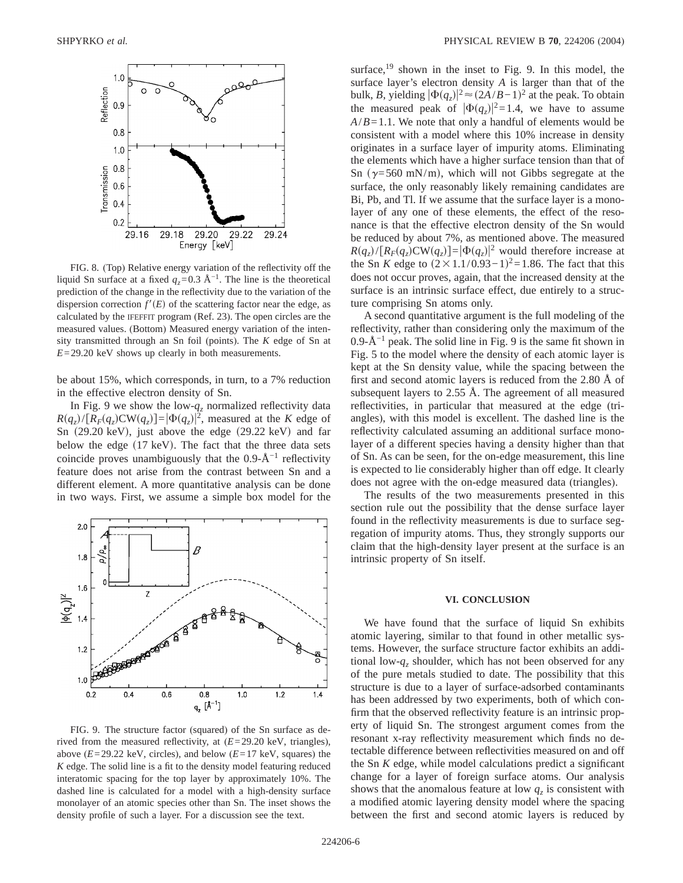FIG. 8. (Top) Relative energy variation of the reflectivity off the liquid Sn surface at a fixed $q_z = 0.3$ Å$^{-1}$. The line is the theoretical prediction of the change in the reflectivity due to the variation of the dispersion correction $f'(E)$ of the scattering factor near the edge, as calculated by the IFEFFIT program (Ref. 23). The open circles are the measured values. (Bottom) Measured energy variation of the intensity transmitted through an Sn foil (points). The $K$ edge of Sn at $E = 29.20$ keV shows up clearly in both measurements.

be about 15%, which corresponds, in turn, to a 7% reduction in the effective electron density of Sn.

In Fig. 9 we show the low-$q_z$ normalized reflectivity data $R(q_z)/[R_F(q_z)\mathrm{CW}(q_z)] = |\Phi(q_z)|^2$, measured at the $K$ edge of Sn (29.20 keV), just above the edge (29.22 keV) and far below the edge (17 keV). The fact that the three data sets coincide proves unambiguously that the 0.9-Å$^{-1}$ reflectivity feature does not arise from the contrast between Sn and a different element. A more quantitative analysis can be done in two ways. First, we assume a simple box model for the surface,[19] shown in the inset to Fig. 9. In this model, the surface layer's electron density $A$ is larger than that of the bulk, $B$, yielding $|\Phi(q_z)|^2 \approx (2A/B - 1)^2$ at the peak. To obtain the measured peak of $|\Phi(q_z)|^2 = 1.4$, we have to assume $A/B = 1.1$. We note that only a handful of elements would be consistent with a model where this 10% increase in density originates in a surface layer of impurity atoms. Eliminating the elements which have a higher surface tension than that of Sn ($\gamma = 560$ mN/m), which will not Gibbs segregate at the surface, the only reasonably likely remaining candidates are Bi, Pb, and Tl. If we assume that the surface layer is a monolayer of any one of these elements, the effect of the resonance is that the effective electron density of the Sn would be reduced by about 7%, as mentioned above. The measured $R(q_z)/[R_F(q_z)\mathrm{CW}(q_z)] = |\Phi(q_z)|^2$ would therefore increase at the Sn $K$ edge to $(2 \times 1.1/0.93 - 1)^2 = 1.86$. The fact that this does not occur proves, again, that the increased density at the surface is an intrinsic surface effect, due entirely to a structure comprising Sn atoms only.

A second quantitative argument is the full modeling of the reflectivity, rather than considering only the maximum of the 0.9-Å$^{-1}$ peak. The solid line in Fig. 9 is the same fit shown in Fig. 5 to the model where the density of each atomic layer is kept at the Sn density value, while the spacing between the first and second atomic layers is reduced from the 2.80 Å of subsequent layers to 2.55 Å. The agreement of all measured reflectivities, in particular that measured at the edge (triangles), with this model is excellent. The dashed line is the reflectivity calculated assuming an additional surface monolayer of a different species having a density higher than that of Sn. As can be seen, for the on-edge measurement, this line is expected to lie considerably higher than off edge. It clearly does not agree with the on-edge measured data (triangles).

The results of the two measurements presented in this section rule out the possibility that the dense surface layer found in the reflectivity measurements is due to surface segregation of impurity atoms. Thus, they strongly supports our claim that the high-density layer present at the surface is an intrinsic property of Sn itself.

FIG. 9. The structure factor (squared) of the Sn surface as derived from the measured reflectivity, at ($E = 29.20$ keV, triangles), above ($E = 29.22$ keV, circles), and below ($E = 17$ keV, squares) the $K$ edge. The solid line is a fit to the density model featuring reduced interatomic spacing for the top layer by approximately 10%. The dashed line is calculated for a model with a high-density surface monolayer of an atomic species other than Sn. The inset shows the density profile of such a layer. For a discussion see the text.

## VI. CONCLUSION

We have found that the surface of liquid Sn exhibits atomic layering, similar to that found in other metallic systems. However, the surface structure factor exhibits an additional low-$q_z$ shoulder, which has not been observed for any of the pure metals studied to date. The possibility that this structure is due to a layer of surface-adsorbed contaminants has been addressed by two experiments, both of which confirm that the observed reflectivity feature is an intrinsic property of liquid Sn. The strongest argument comes from the resonant x-ray reflectivity measurement which finds no detectable difference between reflectivities measured on and off the Sn $K$ edge, while model calculations predict a significant change for a layer of foreign surface atoms. Our analysis shows that the anomalous feature at low $q_z$ is consistent with a modified atomic layering density model where the spacing between the first and second atomic layers is reduced by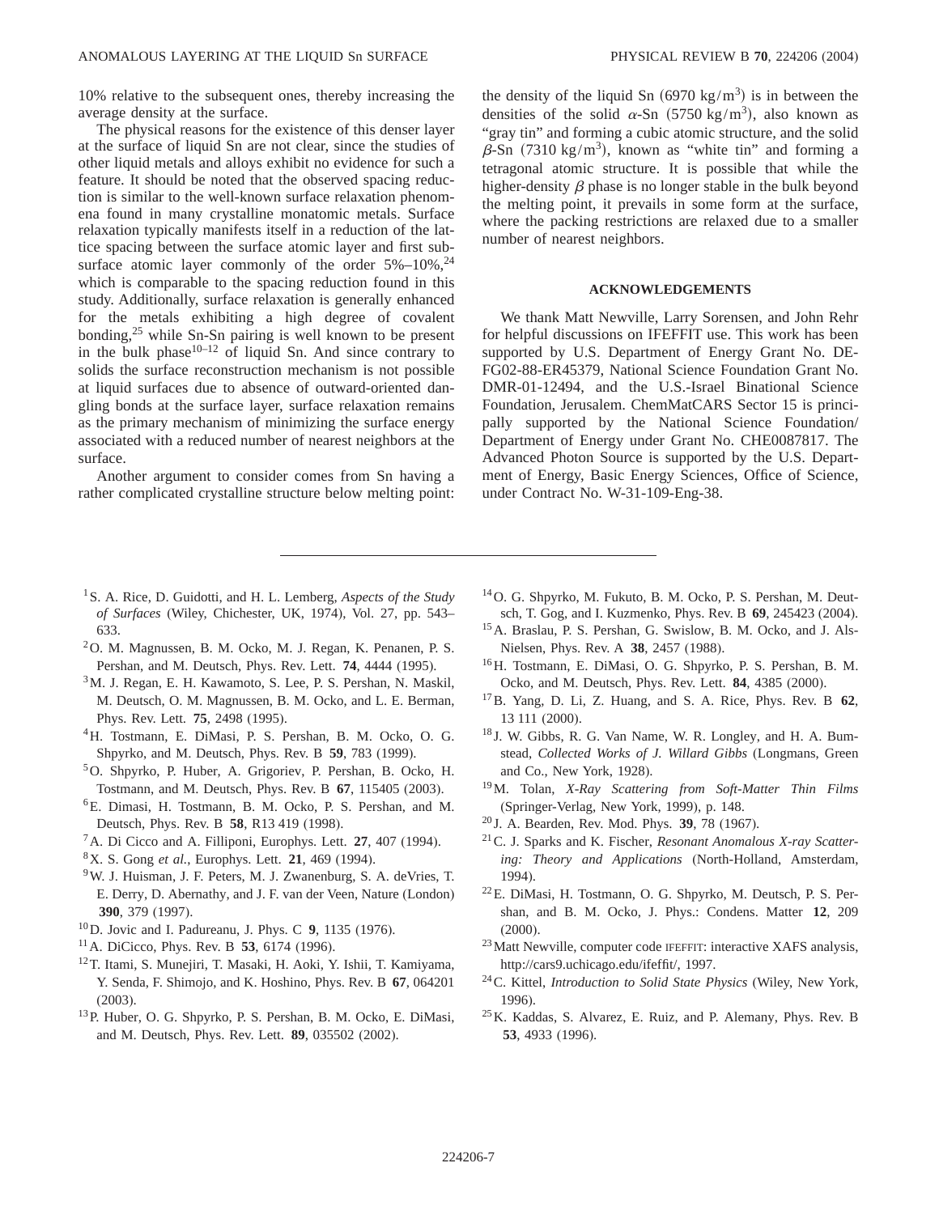10% relative to the subsequent ones, thereby increasing the average density at the surface.

The physical reasons for the existence of this denser layer at the surface of liquid Sn are not clear, since the studies of other liquid metals and alloys exhibit no evidence for such a feature. It should be noted that the observed spacing reduction is similar to the well-known surface relaxation phenomena found in many crystalline monatomic metals. Surface relaxation typically manifests itself in a reduction of the lattice spacing between the surface atomic layer and first subsurface atomic layer commonly of the order 5%–10%,[24] which is comparable to the spacing reduction found in this study. Additionally, surface relaxation is generally enhanced for the metals exhibiting a high degree of covalent bonding,[25] while Sn-Sn pairing is well known to be present in the bulk phase[10–12] of liquid Sn. And since contrary to solids the surface reconstruction mechanism is not possible at liquid surfaces due to absence of outward-oriented dangling bonds at the surface layer, surface relaxation remains as the primary mechanism of minimizing the surface energy associated with a reduced number of nearest neighbors at the surface.

Another argument to consider comes from Sn having a rather complicated crystalline structure below melting point: the density of the liquid Sn ($6970\ \mathrm{kg/m^3}$) is in between the densities of the solid $\alpha$-Sn ($5750\ \mathrm{kg/m^3}$), also known as "gray tin" and forming a cubic atomic structure, and the solid $\beta$-Sn ($7310\ \mathrm{kg/m^3}$), known as "white tin" and forming a tetragonal atomic structure. It is possible that while the higher-density $\beta$ phase is no longer stable in the bulk beyond the melting point, it prevails in some form at the surface, where the packing restrictions are relaxed due to a smaller number of nearest neighbors.

## ACKNOWLEDGEMENTS

We thank Matt Newville, Larry Sorensen, and John Rehr for helpful discussions on IFEFFIT use. This work has been supported by U.S. Department of Energy Grant No. DE-FG02-88-ER45379, National Science Foundation Grant No. DMR-01-12494, and the U.S.-Israel Binational Science Foundation, Jerusalem. ChemMatCARS Sector 15 is principally supported by the National Science Foundation/Department of Energy under Grant No. CHE0087817. The Advanced Photon Source is supported by the U.S. Department of Energy, Basic Energy Sciences, Office of Science, under Contract No. W-31-109-Eng-38.

---

[1] S. A. Rice, D. Guidotti, and H. L. Lemberg, *Aspects of the Study of Surfaces* (Wiley, Chichester, UK, 1974), Vol. 27, pp. 543–633.

[2] O. M. Magnussen, B. M. Ocko, M. J. Regan, K. Penanen, P. S. Pershan, and M. Deutsch, Phys. Rev. Lett. **74**, 4444 (1995).

[3] M. J. Regan, E. H. Kawamoto, S. Lee, P. S. Pershan, N. Maskil, M. Deutsch, O. M. Magnussen, B. M. Ocko, and L. E. Berman, Phys. Rev. Lett. **75**, 2498 (1995).

[4] H. Tostmann, E. DiMasi, P. S. Pershan, B. M. Ocko, O. G. Shpyrko, and M. Deutsch, Phys. Rev. B **59**, 783 (1999).

[5] O. Shpyrko, P. Huber, A. Grigoriev, P. Pershan, B. Ocko, H. Tostmann, and M. Deutsch, Phys. Rev. B **67**, 115405 (2003).

[6] E. Dimasi, H. Tostmann, B. M. Ocko, P. S. Pershan, and M. Deutsch, Phys. Rev. B **58**, R13 419 (1998).

[7] A. Di Cicco and A. Filliponi, Europhys. Lett. **27**, 407 (1994).

[8] X. S. Gong *et al.*, Europhys. Lett. **21**, 469 (1994).

[9] W. J. Huisman, J. F. Peters, M. J. Zwanenburg, S. A. deVries, T. E. Derry, D. Abernathy, and J. F. van der Veen, Nature (London) **390**, 379 (1997).

[10] D. Jovic and I. Padureanu, J. Phys. C **9**, 1135 (1976).

[11] A. DiCicco, Phys. Rev. B **53**, 6174 (1996).

[12] T. Itami, S. Munejiri, T. Masaki, H. Aoki, Y. Ishii, T. Kamiyama, Y. Senda, F. Shimojo, and K. Hoshino, Phys. Rev. B **67**, 064201 (2003).

[13] P. Huber, O. G. Shpyrko, P. S. Pershan, B. M. Ocko, E. DiMasi, and M. Deutsch, Phys. Rev. Lett. **89**, 035502 (2002).

[14] O. G. Shpyrko, M. Fukuto, B. M. Ocko, P. S. Pershan, M. Deutsch, T. Gog, and I. Kuzmenko, Phys. Rev. B **69**, 245423 (2004).

[15] A. Braslau, P. S. Pershan, G. Swislow, B. M. Ocko, and J. Als-Nielsen, Phys. Rev. A **38**, 2457 (1988).

[16] H. Tostmann, E. DiMasi, O. G. Shpyrko, P. S. Pershan, B. M. Ocko, and M. Deutsch, Phys. Rev. Lett. **84**, 4385 (2000).

[17] B. Yang, D. Li, Z. Huang, and S. A. Rice, Phys. Rev. B **62**, 13 111 (2000).

[18] J. W. Gibbs, R. G. Van Name, W. R. Longley, and H. A. Bumstead, *Collected Works of J. Willard Gibbs* (Longmans, Green and Co., New York, 1928).

[19] M. Tolan, *X-Ray Scattering from Soft-Matter Thin Films* (Springer-Verlag, New York, 1999), p. 148.

[20] J. A. Bearden, Rev. Mod. Phys. **39**, 78 (1967).

[21] C. J. Sparks and K. Fischer, *Resonant Anomalous X-ray Scattering: Theory and Applications* (North-Holland, Amsterdam, 1994).

[22] E. DiMasi, H. Tostmann, O. G. Shpyrko, M. Deutsch, P. S. Pershan, and B. M. Ocko, J. Phys.: Condens. Matter **12**, 209 (2000).

[23] Matt Newville, computer code IFEFFIT: interactive XAFS analysis, http://cars9.uchicago.edu/ifeffit/, 1997.

[24] C. Kittel, *Introduction to Solid State Physics* (Wiley, New York, 1996).

[25] K. Kaddas, S. Alvarez, E. Ruiz, and P. Alemany, Phys. Rev. B **53**, 4933 (1996).